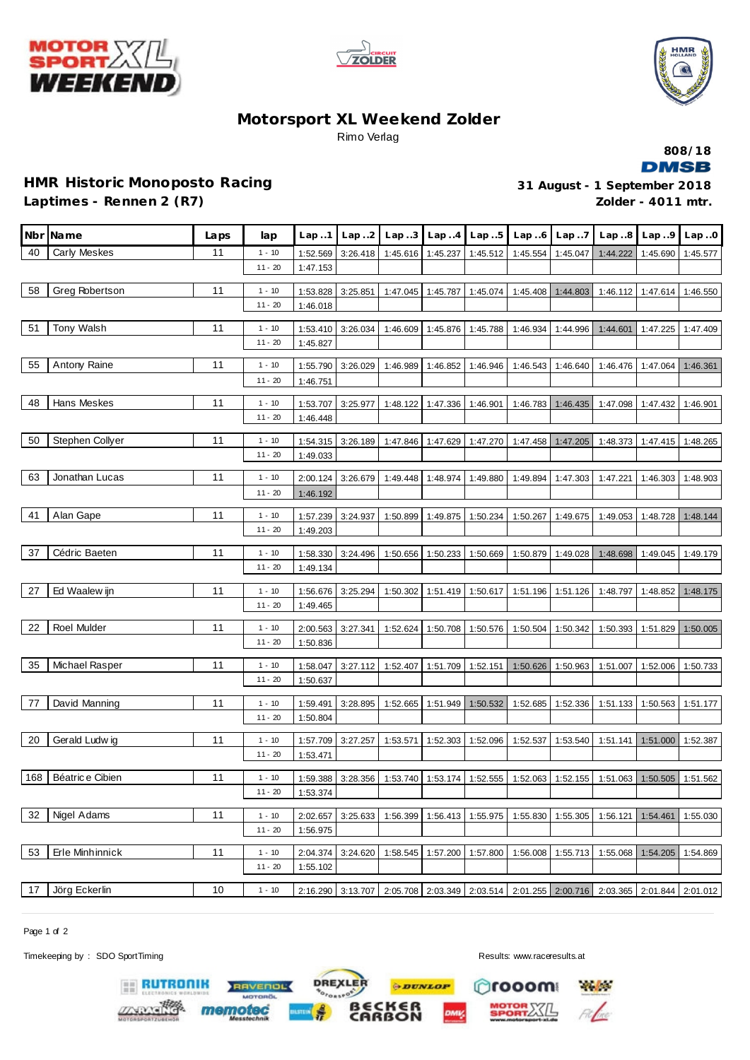# Motorsport XL Weekend Zolder

Rimo Verlag

808/18

DMSB

## HMR Historic Monoposto Racing

**Laptimes - Rennen 2 (R7)**

**31 August - 1 September 2018**

**Zolder - 4011 mtr.**

| Nbr | Name | Laps | lap | Lap..1 | Lap..2 | Lap..3 | Lap..4 | Lap..5 | Lap..6 | Lap..7 | Lap..8 | Lap..9 | Lap..0 |
|---|---|---|---|---|---|---|---|---|---|---|---|---|---|
| 40 | Carly Meskes | 11 | 1 - 10 | 1:52.569 | 3:26.418 | 1:45.616 | 1:45.237 | 1:45.512 | 1:45.554 | 1:45.047 | 1:44.222 | 1:45.690 | 1:45.577 |
| | | | 11 - 20 | 1:47.153 | | | | | | | | | |
| 58 | Greg Robertson | 11 | 1 - 10 | 1:53.828 | 3:25.851 | 1:47.045 | 1:45.787 | 1:45.074 | 1:45.408 | 1:44.803 | 1:46.112 | 1:47.614 | 1:46.550 |
| | | | 11 - 20 | 1:46.018 | | | | | | | | | |
| 51 | Tony Walsh | 11 | 1 - 10 | 1:53.410 | 3:26.034 | 1:46.609 | 1:45.876 | 1:45.788 | 1:46.934 | 1:44.996 | 1:44.601 | 1:47.225 | 1:47.409 |
| | | | 11 - 20 | 1:45.827 | | | | | | | | | |
| 55 | Antony Raine | 11 | 1 - 10 | 1:55.790 | 3:26.029 | 1:46.989 | 1:46.852 | 1:46.946 | 1:46.543 | 1:46.640 | 1:46.476 | 1:47.064 | 1:46.361 |
| | | | 11 - 20 | 1:46.751 | | | | | | | | | |
| 48 | Hans Meskes | 11 | 1 - 10 | 1:53.707 | 3:25.977 | 1:48.122 | 1:47.336 | 1:46.901 | 1:46.783 | 1:46.435 | 1:47.098 | 1:47.432 | 1:46.901 |
| | | | 11 - 20 | 1:46.448 | | | | | | | | | |
| 50 | Stephen Collyer | 11 | 1 - 10 | 1:54.315 | 3:26.189 | 1:47.846 | 1:47.629 | 1:47.270 | 1:47.458 | 1:47.205 | 1:48.373 | 1:47.415 | 1:48.265 |
| | | | 11 - 20 | 1:49.033 | | | | | | | | | |
| 63 | Jonathan Lucas | 11 | 1 - 10 | 2:00.124 | 3:26.679 | 1:49.448 | 1:48.974 | 1:49.880 | 1:49.894 | 1:47.303 | 1:47.221 | 1:46.303 | 1:48.903 |
| | | | 11 - 20 | 1:46.192 | | | | | | | | | |
| 41 | Alan Gape | 11 | 1 - 10 | 1:57.239 | 3:24.937 | 1:50.899 | 1:49.875 | 1:50.234 | 1:50.267 | 1:49.675 | 1:49.053 | 1:48.728 | 1:48.144 |
| | | | 11 - 20 | 1:49.203 | | | | | | | | | |
| 37 | Cédric Baeten | 11 | 1 - 10 | 1:58.330 | 3:24.496 | 1:50.656 | 1:50.233 | 1:50.669 | 1:50.879 | 1:49.028 | 1:48.698 | 1:49.045 | 1:49.179 |
| | | | 11 - 20 | 1:49.134 | | | | | | | | | |
| 27 | Ed Waalewijn | 11 | 1 - 10 | 1:56.676 | 3:25.294 | 1:50.302 | 1:51.419 | 1:50.617 | 1:51.196 | 1:51.126 | 1:48.797 | 1:48.852 | 1:48.175 |
| | | | 11 - 20 | 1:49.465 | | | | | | | | | |
| 22 | Roel Mulder | 11 | 1 - 10 | 2:00.563 | 3:27.341 | 1:52.624 | 1:50.708 | 1:50.576 | 1:50.504 | 1:50.342 | 1:50.393 | 1:51.829 | 1:50.005 |
| | | | 11 - 20 | 1:50.836 | | | | | | | | | |
| 35 | Michael Rasper | 11 | 1 - 10 | 1:58.047 | 3:27.112 | 1:52.407 | 1:51.709 | 1:52.151 | 1:50.626 | 1:50.963 | 1:51.007 | 1:52.006 | 1:50.733 |
| | | | 11 - 20 | 1:50.637 | | | | | | | | | |
| 77 | David Manning | 11 | 1 - 10 | 1:59.491 | 3:28.895 | 1:52.665 | 1:51.949 | 1:50.532 | 1:52.685 | 1:52.336 | 1:51.133 | 1:50.563 | 1:51.177 |
| | | | 11 - 20 | 1:50.804 | | | | | | | | | |
| 20 | Gerald Ludwig | 11 | 1 - 10 | 1:57.709 | 3:27.257 | 1:53.571 | 1:52.303 | 1:52.096 | 1:52.537 | 1:53.540 | 1:51.141 | 1:51.000 | 1:52.387 |
| | | | 11 - 20 | 1:53.471 | | | | | | | | | |
| 168 | Béatrice Cibien | 11 | 1 - 10 | 1:59.388 | 3:28.356 | 1:53.740 | 1:53.174 | 1:52.555 | 1:52.063 | 1:52.155 | 1:51.063 | 1:50.505 | 1:51.562 |
| | | | 11 - 20 | 1:53.374 | | | | | | | | | |
| 32 | Nigel Adams | 11 | 1 - 10 | 2:02.657 | 3:25.633 | 1:56.399 | 1:56.413 | 1:55.975 | 1:55.830 | 1:55.305 | 1:56.121 | 1:54.461 | 1:55.030 |
| | | | 11 - 20 | 1:56.975 | | | | | | | | | |
| 53 | Erle Minhinnick | 11 | 1 - 10 | 2:04.374 | 3:24.620 | 1:58.545 | 1:57.200 | 1:57.800 | 1:56.008 | 1:55.713 | 1:55.068 | 1:54.205 | 1:54.869 |
| | | | 11 - 20 | 1:55.102 | | | | | | | | | |
| 17 | Jörg Eckerlin | 10 | 1 - 10 | 2:16.290 | 3:13.707 | 2:05.708 | 2:03.349 | 2:03.514 | 2:01.255 | 2:00.716 | 2:03.365 | 2:01.844 | 2:01.012 |

Timekeeping by : SDO SportTiming

Results: www.raceresults.at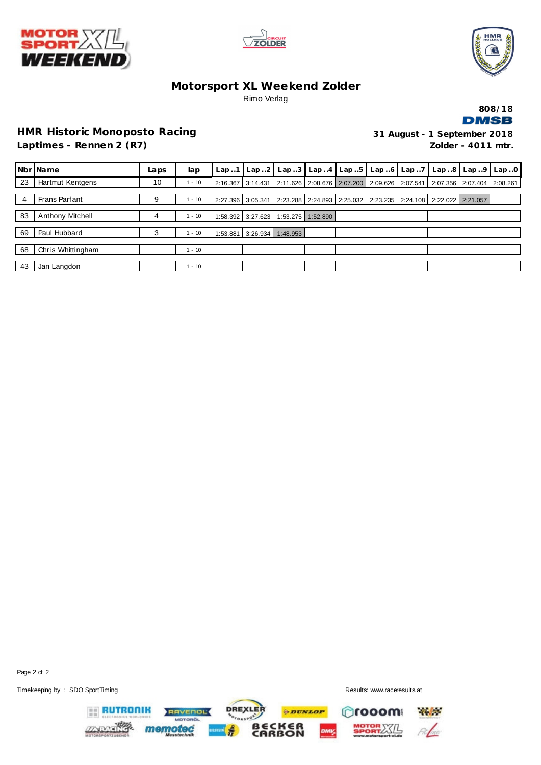# Motorsport XL Weekend Zolder

Rimo Verlag

808/18

DMSB

## HMR Historic Monoposto Racing

**Laptimes - Rennen 2 (R7)**

**31 August - 1 September 2018**

**Zolder - 4011 mtr.**

| Nbr | Name | Laps | lap | Lap ..1 | Lap ..2 | Lap ..3 | Lap ..4 | Lap ..5 | Lap ..6 | Lap ..7 | Lap ..8 | Lap ..9 | Lap ..0 |
|---|---|---|---|---|---|---|---|---|---|---|---|---|---|
| 23 | Hartmut Kentgens | 10 | 1 - 10 | 2:16.367 | 3:14.431 | 2:11.626 | 2:08.676 | 2:07.200 | 2:09.626 | 2:07.541 | 2:07.356 | 2:07.404 | 2:08.261 |
| 4 | Frans Parfant | 9 | 1 - 10 | 2:27.396 | 3:05.341 | 2:23.288 | 2:24.893 | 2:25.032 | 2:23.235 | 2:24.108 | 2:22.022 | 2:21.057 | |
| 83 | Anthony Mitchell | 4 | 1 - 10 | 1:58.392 | 3:27.623 | 1:53.275 | 1:52.890 | | | | | | |
| 69 | Paul Hubbard | 3 | 1 - 10 | 1:53.881 | 3:26.934 | 1:48.953 | | | | | | | |
| 68 | Chris Whittingham | | 1 - 10 | | | | | | | | | | |
| 43 | Jan Langdon | | 1 - 10 | | | | | | | | | | |

Timekeeping by : SDO SportTiming

Results: www.raceresults.at